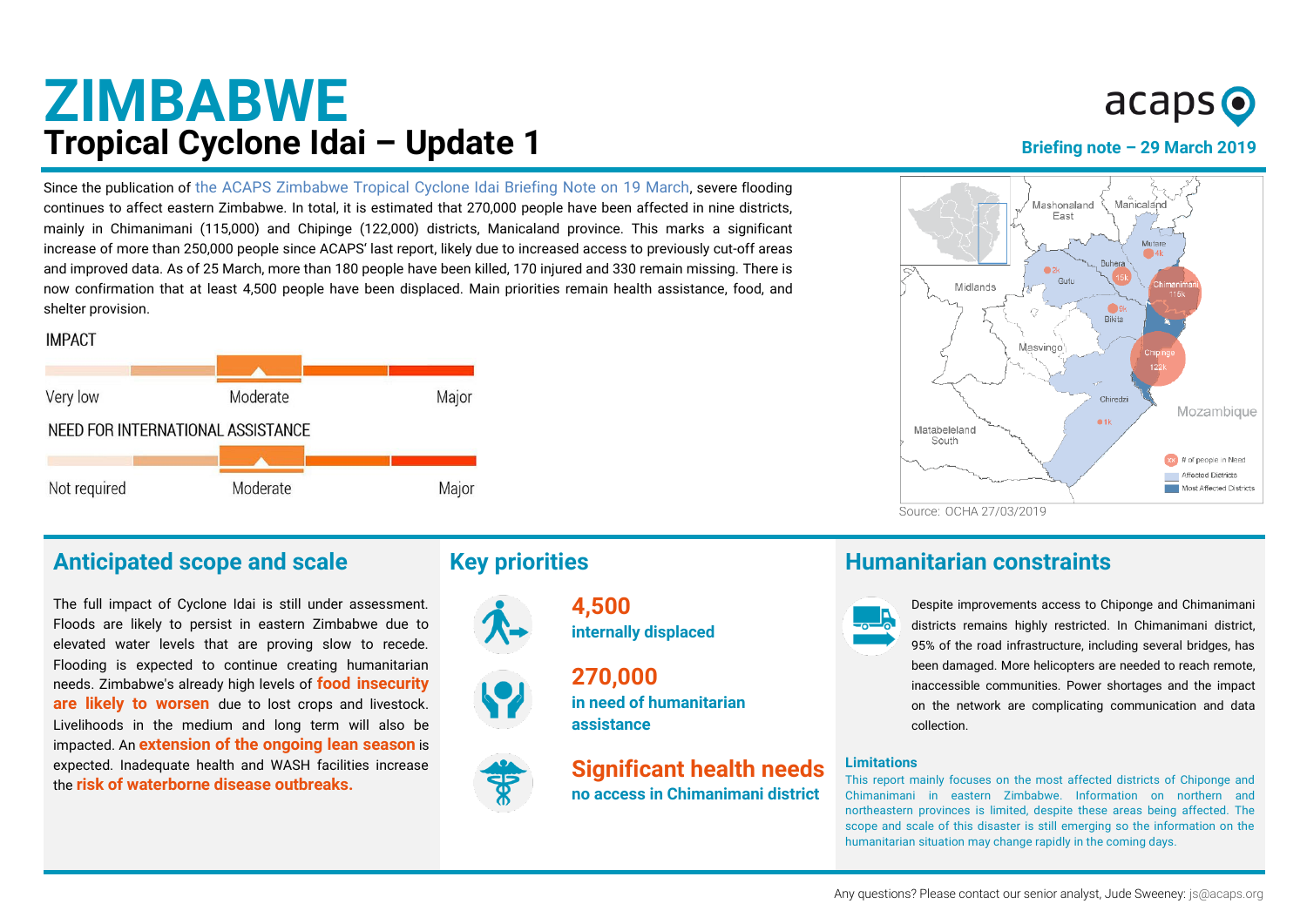# ZIMBABWE
## Tropical Cyclone Idai – Update 1

Briefing note – 29 March 2019

Since the publication of the ACAPS Zimbabwe Tropical Cyclone Idai Briefing Note on 19 March, severe flooding continues to affect eastern Zimbabwe. In total, it is estimated that 270,000 people have been affected in nine districts, mainly in Chimanimani (115,000) and Chipinge (122,000) districts, Manicaland province. This marks a significant increase of more than 250,000 people since ACAPS' last report, likely due to increased access to previously cut-off areas and improved data. As of 25 March, more than 180 people have been killed, 170 injured and 330 remain missing. There is now confirmation that at least 4,500 people have been displaced. Main priorities remain health assistance, food, and shelter provision.

**IMPACT**

Very low — Moderate — Major (rated: Moderate)

**NEED FOR INTERNATIONAL ASSISTANCE**

Not required — Moderate — Major (rated: Moderate)

Source: OCHA 27/03/2019

## Anticipated scope and scale

The full impact of Cyclone Idai is still under assessment. Floods are likely to persist in eastern Zimbabwe due to elevated water levels that are proving slow to recede. Flooding is expected to continue creating humanitarian needs. Zimbabwe's already high levels of **food insecurity are likely to worsen** due to lost crops and livestock. Livelihoods in the medium and long term will also be impacted. An **extension of the ongoing lean season** is expected. Inadequate health and WASH facilities increase the **risk of waterborne disease outbreaks.**

## Key priorities

**4,500**
**internally displaced**

**270,000**
**in need of humanitarian assistance**

**Significant health needs**
**no access in Chimanimani district**

## Humanitarian constraints

Despite improvements access to Chiponge and Chimanimani districts remains highly restricted. In Chimanimani district, 95% of the road infrastructure, including several bridges, has been damaged. More helicopters are needed to reach remote, inaccessible communities. Power shortages and the impact on the network are complicating communication and data collection.

### Limitations

This report mainly focuses on the most affected districts of Chiponge and Chimanimani in eastern Zimbabwe. Information on northern and northeastern provinces is limited, despite these areas being affected. The scope and scale of this disaster is still emerging so the information on the humanitarian situation may change rapidly in the coming days.

Any questions? Please contact our senior analyst, Jude Sweeney: js@acaps.org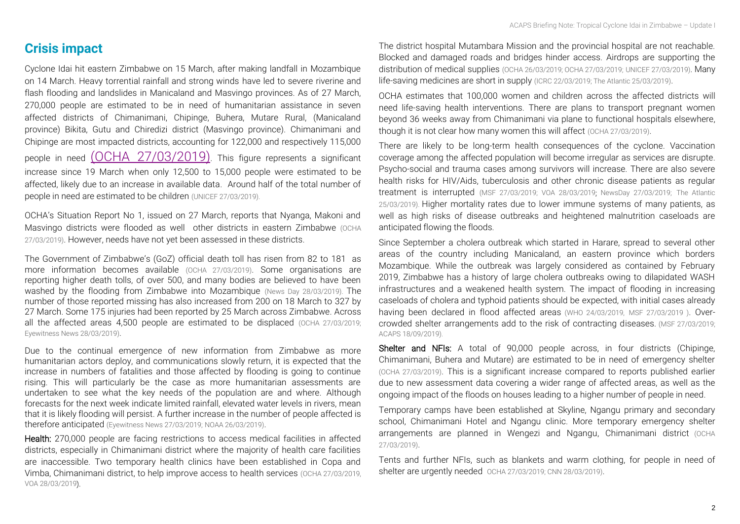## Crisis impact

Cyclone Idai hit eastern Zimbabwe on 15 March, after making landfall in Mozambique on 14 March. Heavy torrential rainfall and strong winds have led to severe riverine and flash flooding and landslides in Manicaland and Masvingo provinces. As of 27 March, 270,000 people are estimated to be in need of humanitarian assistance in seven affected districts of Chimanimani, Chipinge, Buhera, Mutare Rural, (Manicaland province) Bikita, Gutu and Chiredizi district (Masvingo province). Chimanimani and Chipinge are most impacted districts, accounting for 122,000 and respectively 115,000 people in need (OCHA 27/03/2019). This figure represents a significant increase since 19 March when only 12,500 to 15,000 people were estimated to be affected, likely due to an increase in available data. Around half of the total number of people in need are estimated to be children (UNICEF 27/03/2019).

OCHA's Situation Report No 1, issued on 27 March, reports that Nyanga, Makoni and Masvingo districts were flooded as well other districts in eastern Zimbabwe (OCHA 27/03/2019). However, needs have not yet been assessed in these districts.

The Government of Zimbabwe's (GoZ) official death toll has risen from 82 to 181 as more information becomes available (OCHA 27/03/2019). Some organisations are reporting higher death tolls, of over 500, and many bodies are believed to have been washed by the flooding from Zimbabwe into Mozambique (News Day 28/03/2019). The number of those reported missing has also increased from 200 on 18 March to 327 by 27 March. Some 175 injuries had been reported by 25 March across Zimbabwe. Across all the affected areas 4,500 people are estimated to be displaced (OCHA 27/03/2019; Eyewitness News 28/03/2019).

Due to the continual emergence of new information from Zimbabwe as more humanitarian actors deploy, and communications slowly return, it is expected that the increase in numbers of fatalities and those affected by flooding is going to continue rising. This will particularly be the case as more humanitarian assessments are undertaken to see what the key needs of the population are and where. Although forecasts for the next week indicate limited rainfall, elevated water levels in rivers, mean that it is likely flooding will persist. A further increase in the number of people affected is therefore anticipated (Eyewitness News 27/03/2019; NOAA 26/03/2019).

**Health:** 270,000 people are facing restrictions to access medical facilities in affected districts, especially in Chimanimani district where the majority of health care facilities are inaccessible. Two temporary health clinics have been established in Copa and Vimba, Chimanimani district, to help improve access to health services (OCHA 27/03/2019, VOA 28/03/2019).

The district hospital Mutambara Mission and the provincial hospital are not reachable. Blocked and damaged roads and bridges hinder access. Airdrops are supporting the distribution of medical supplies (OCHA 26/03/2019; OCHA 27/03/2019; UNICEF 27/03/2019). Many life-saving medicines are short in supply (ICRC 22/03/2019; The Atlantic 25/03/2019).

OCHA estimates that 100,000 women and children across the affected districts will need life-saving health interventions. There are plans to transport pregnant women beyond 36 weeks away from Chimanimani via plane to functional hospitals elsewhere, though it is not clear how many women this will affect (OCHA 27/03/2019).

There are likely to be long-term health consequences of the cyclone. Vaccination coverage among the affected population will become irregular as services are disrupte. Psycho-social and trauma cases among survivors will increase. There are also severe health risks for HIV/Aids, tuberculosis and other chronic disease patients as regular treatment is interrupted (MSF 27/03/2019; VOA 28/03/2019; NewsDay 27/03/2019; The Atlantic 25/03/2019). Higher mortality rates due to lower immune systems of many patients, as well as high risks of disease outbreaks and heightened malnutrition caseloads are anticipated flowing the floods.

Since September a cholera outbreak which started in Harare, spread to several other areas of the country including Manicaland, an eastern province which borders Mozambique. While the outbreak was largely considered as contained by February 2019, Zimbabwe has a history of large cholera outbreaks owing to dilapidated WASH infrastructures and a weakened health system. The impact of flooding in increasing caseloads of cholera and typhoid patients should be expected, with initial cases already having been declared in flood affected areas (WHO 24/03/2019, MSF 27/03/2019 ). Over-crowded shelter arrangements add to the risk of contracting diseases. (MSF 27/03/2019; ACAPS 18/09/2019).

**Shelter and NFIs:** A total of 90,000 people across, in four districts (Chipinge, Chimanimani, Buhera and Mutare) are estimated to be in need of emergency shelter (OCHA 27/03/2019). This is a significant increase compared to reports published earlier due to new assessment data covering a wider range of affected areas, as well as the ongoing impact of the floods on houses leading to a higher number of people in need.

Temporary camps have been established at Skyline, Ngangu primary and secondary school, Chimanimani Hotel and Ngangu clinic. More temporary emergency shelter arrangements are planned in Wengezi and Ngangu, Chimanimani district (OCHA 27/03/2019).

Tents and further NFIs, such as blankets and warm clothing, for people in need of shelter are urgently needed OCHA 27/03/2019; CNN 28/03/2019).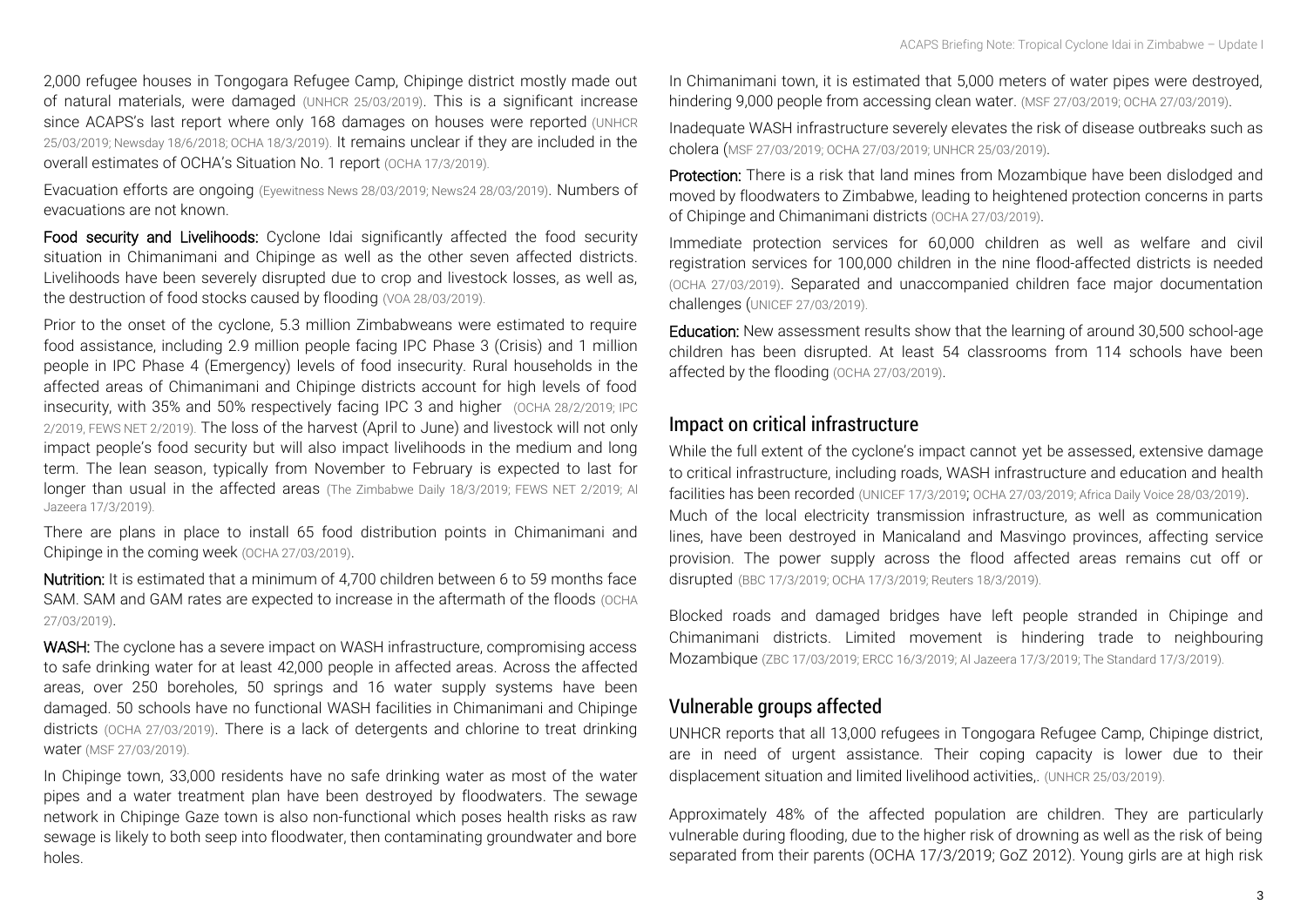2,000 refugee houses in Tongogara Refugee Camp, Chipinge district mostly made out of natural materials, were damaged (UNHCR 25/03/2019). This is a significant increase since ACAPS's last report where only 168 damages on houses were reported (UNHCR 25/03/2019; Newsday 18/6/2018; OCHA 18/3/2019). It remains unclear if they are included in the overall estimates of OCHA's Situation No. 1 report (OCHA 17/3/2019).

Evacuation efforts are ongoing (Eyewitness News 28/03/2019; News24 28/03/2019). Numbers of evacuations are not known.

**Food security and Livelihoods:** Cyclone Idai significantly affected the food security situation in Chimanimani and Chipinge as well as the other seven affected districts. Livelihoods have been severely disrupted due to crop and livestock losses, as well as, the destruction of food stocks caused by flooding (VOA 28/03/2019).

Prior to the onset of the cyclone, 5.3 million Zimbabweans were estimated to require food assistance, including 2.9 million people facing IPC Phase 3 (Crisis) and 1 million people in IPC Phase 4 (Emergency) levels of food insecurity. Rural households in the affected areas of Chimanimani and Chipinge districts account for high levels of food insecurity, with 35% and 50% respectively facing IPC 3 and higher (OCHA 28/2/2019; IPC 2/2019, FEWS NET 2/2019). The loss of the harvest (April to June) and livestock will not only impact people's food security but will also impact livelihoods in the medium and long term. The lean season, typically from November to February is expected to last for longer than usual in the affected areas (The Zimbabwe Daily 18/3/2019; FEWS NET 2/2019; Al Jazeera 17/3/2019).

There are plans in place to install 65 food distribution points in Chimanimani and Chipinge in the coming week (OCHA 27/03/2019).

**Nutrition:** It is estimated that a minimum of 4,700 children between 6 to 59 months face SAM. SAM and GAM rates are expected to increase in the aftermath of the floods (OCHA 27/03/2019).

**WASH:** The cyclone has a severe impact on WASH infrastructure, compromising access to safe drinking water for at least 42,000 people in affected areas. Across the affected areas, over 250 boreholes, 50 springs and 16 water supply systems have been damaged. 50 schools have no functional WASH facilities in Chimanimani and Chipinge districts (OCHA 27/03/2019). There is a lack of detergents and chlorine to treat drinking water (MSF 27/03/2019).

In Chipinge town, 33,000 residents have no safe drinking water as most of the water pipes and a water treatment plan have been destroyed by floodwaters. The sewage network in Chipinge Gaze town is also non-functional which poses health risks as raw sewage is likely to both seep into floodwater, then contaminating groundwater and bore holes.

In Chimanimani town, it is estimated that 5,000 meters of water pipes were destroyed, hindering 9,000 people from accessing clean water. (MSF 27/03/2019; OCHA 27/03/2019).

Inadequate WASH infrastructure severely elevates the risk of disease outbreaks such as cholera (MSF 27/03/2019; OCHA 27/03/2019; UNHCR 25/03/2019).

**Protection:** There is a risk that land mines from Mozambique have been dislodged and moved by floodwaters to Zimbabwe, leading to heightened protection concerns in parts of Chipinge and Chimanimani districts (OCHA 27/03/2019).

Immediate protection services for 60,000 children as well as welfare and civil registration services for 100,000 children in the nine flood-affected districts is needed (OCHA 27/03/2019). Separated and unaccompanied children face major documentation challenges (UNICEF 27/03/2019).

**Education:** New assessment results show that the learning of around 30,500 school-age children has been disrupted. At least 54 classrooms from 114 schools have been affected by the flooding (OCHA 27/03/2019).

## Impact on critical infrastructure

While the full extent of the cyclone's impact cannot yet be assessed, extensive damage to critical infrastructure, including roads, WASH infrastructure and education and health facilities has been recorded (UNICEF 17/3/2019; OCHA 27/03/2019; Africa Daily Voice 28/03/2019). Much of the local electricity transmission infrastructure, as well as communication lines, have been destroyed in Manicaland and Masvingo provinces, affecting service provision. The power supply across the flood affected areas remains cut off or disrupted (BBC 17/3/2019; OCHA 17/3/2019; Reuters 18/3/2019).

Blocked roads and damaged bridges have left people stranded in Chipinge and Chimanimani districts. Limited movement is hindering trade to neighbouring Mozambique (ZBC 17/03/2019; ERCC 16/3/2019; Al Jazeera 17/3/2019; The Standard 17/3/2019).

## Vulnerable groups affected

UNHCR reports that all 13,000 refugees in Tongogara Refugee Camp, Chipinge district, are in need of urgent assistance. Their coping capacity is lower due to their displacement situation and limited livelihood activities,. (UNHCR 25/03/2019).

Approximately 48% of the affected population are children. They are particularly vulnerable during flooding, due to the higher risk of drowning as well as the risk of being separated from their parents (OCHA 17/3/2019; GoZ 2012). Young girls are at high risk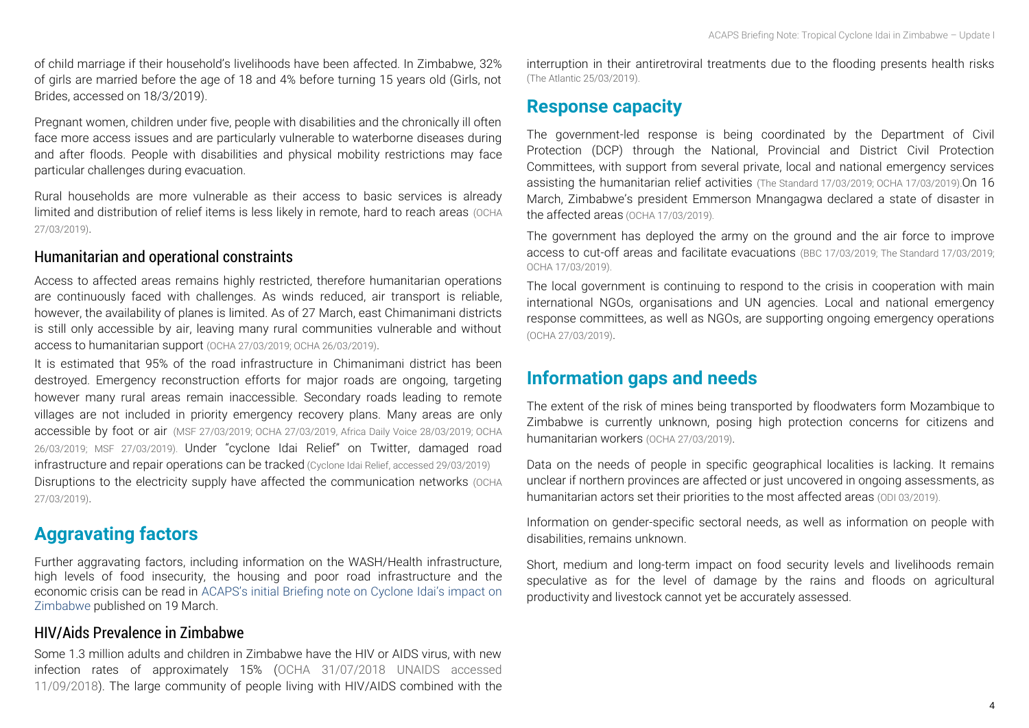of child marriage if their household's livelihoods have been affected. In Zimbabwe, 32% of girls are married before the age of 18 and 4% before turning 15 years old (Girls, not Brides, accessed on 18/3/2019).

Pregnant women, children under five, people with disabilities and the chronically ill often face more access issues and are particularly vulnerable to waterborne diseases during and after floods. People with disabilities and physical mobility restrictions may face particular challenges during evacuation.

Rural households are more vulnerable as their access to basic services is already limited and distribution of relief items is less likely in remote, hard to reach areas (OCHA 27/03/2019).

### Humanitarian and operational constraints

Access to affected areas remains highly restricted, therefore humanitarian operations are continuously faced with challenges. As winds reduced, air transport is reliable, however, the availability of planes is limited. As of 27 March, east Chimanimani districts is still only accessible by air, leaving many rural communities vulnerable and without access to humanitarian support (OCHA 27/03/2019; OCHA 26/03/2019).

It is estimated that 95% of the road infrastructure in Chimanimani district has been destroyed. Emergency reconstruction efforts for major roads are ongoing, targeting however many rural areas remain inaccessible. Secondary roads leading to remote villages are not included in priority emergency recovery plans. Many areas are only accessible by foot or air (MSF 27/03/2019; OCHA 27/03/2019, Africa Daily Voice 28/03/2019; OCHA 26/03/2019; MSF 27/03/2019). Under "cyclone Idai Relief" on Twitter, damaged road infrastructure and repair operations can be tracked (Cyclone Idai Relief, accessed 29/03/2019)

Disruptions to the electricity supply have affected the communication networks (OCHA 27/03/2019).

## Aggravating factors

Further aggravating factors, including information on the WASH/Health infrastructure, high levels of food insecurity, the housing and poor road infrastructure and the economic crisis can be read in ACAPS's initial Briefing note on Cyclone Idai's impact on Zimbabwe published on 19 March.

### HIV/Aids Prevalence in Zimbabwe

Some 1.3 million adults and children in Zimbabwe have the HIV or AIDS virus, with new infection rates of approximately 15% (OCHA 31/07/2018 UNAIDS accessed 11/09/2018). The large community of people living with HIV/AIDS combined with the interruption in their antiretroviral treatments due to the flooding presents health risks (The Atlantic 25/03/2019).

## Response capacity

The government-led response is being coordinated by the Department of Civil Protection (DCP) through the National, Provincial and District Civil Protection Committees, with support from several private, local and national emergency services assisting the humanitarian relief activities (The Standard 17/03/2019; OCHA 17/03/2019).On 16 March, Zimbabwe's president Emmerson Mnangagwa declared a state of disaster in the affected areas (OCHA 17/03/2019).

The government has deployed the army on the ground and the air force to improve access to cut-off areas and facilitate evacuations (BBC 17/03/2019; The Standard 17/03/2019; OCHA 17/03/2019).

The local government is continuing to respond to the crisis in cooperation with main international NGOs, organisations and UN agencies. Local and national emergency response committees, as well as NGOs, are supporting ongoing emergency operations (OCHA 27/03/2019).

## Information gaps and needs

The extent of the risk of mines being transported by floodwaters form Mozambique to Zimbabwe is currently unknown, posing high protection concerns for citizens and humanitarian workers (OCHA 27/03/2019).

Data on the needs of people in specific geographical localities is lacking. It remains unclear if northern provinces are affected or just uncovered in ongoing assessments, as humanitarian actors set their priorities to the most affected areas (ODI 03/2019).

Information on gender-specific sectoral needs, as well as information on people with disabilities, remains unknown.

Short, medium and long-term impact on food security levels and livelihoods remain speculative as for the level of damage by the rains and floods on agricultural productivity and livestock cannot yet be accurately assessed.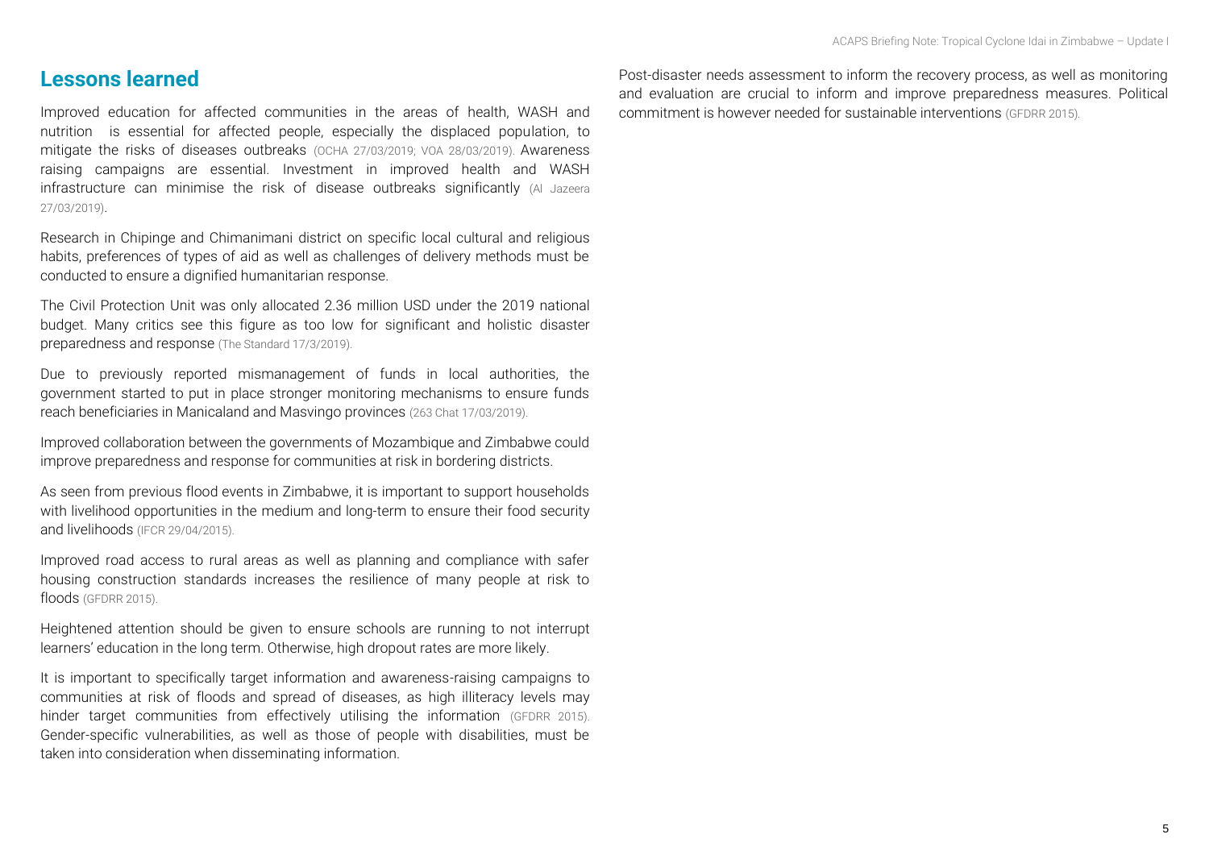## Lessons learned

Improved education for affected communities in the areas of health, WASH and nutrition is essential for affected people, especially the displaced population, to mitigate the risks of diseases outbreaks (OCHA 27/03/2019; VOA 28/03/2019). Awareness raising campaigns are essential. Investment in improved health and WASH infrastructure can minimise the risk of disease outbreaks significantly (Al Jazeera 27/03/2019).

Research in Chipinge and Chimanimani district on specific local cultural and religious habits, preferences of types of aid as well as challenges of delivery methods must be conducted to ensure a dignified humanitarian response.

The Civil Protection Unit was only allocated 2.36 million USD under the 2019 national budget. Many critics see this figure as too low for significant and holistic disaster preparedness and response (The Standard 17/3/2019).

Due to previously reported mismanagement of funds in local authorities, the government started to put in place stronger monitoring mechanisms to ensure funds reach beneficiaries in Manicaland and Masvingo provinces (263 Chat 17/03/2019).

Improved collaboration between the governments of Mozambique and Zimbabwe could improve preparedness and response for communities at risk in bordering districts.

As seen from previous flood events in Zimbabwe, it is important to support households with livelihood opportunities in the medium and long-term to ensure their food security and livelihoods (IFCR 29/04/2015).

Improved road access to rural areas as well as planning and compliance with safer housing construction standards increases the resilience of many people at risk to floods (GFDRR 2015).

Heightened attention should be given to ensure schools are running to not interrupt learners' education in the long term. Otherwise, high dropout rates are more likely.

It is important to specifically target information and awareness-raising campaigns to communities at risk of floods and spread of diseases, as high illiteracy levels may hinder target communities from effectively utilising the information (GFDRR 2015). Gender-specific vulnerabilities, as well as those of people with disabilities, must be taken into consideration when disseminating information.

Post-disaster needs assessment to inform the recovery process, as well as monitoring and evaluation are crucial to inform and improve preparedness measures. Political commitment is however needed for sustainable interventions (GFDRR 2015).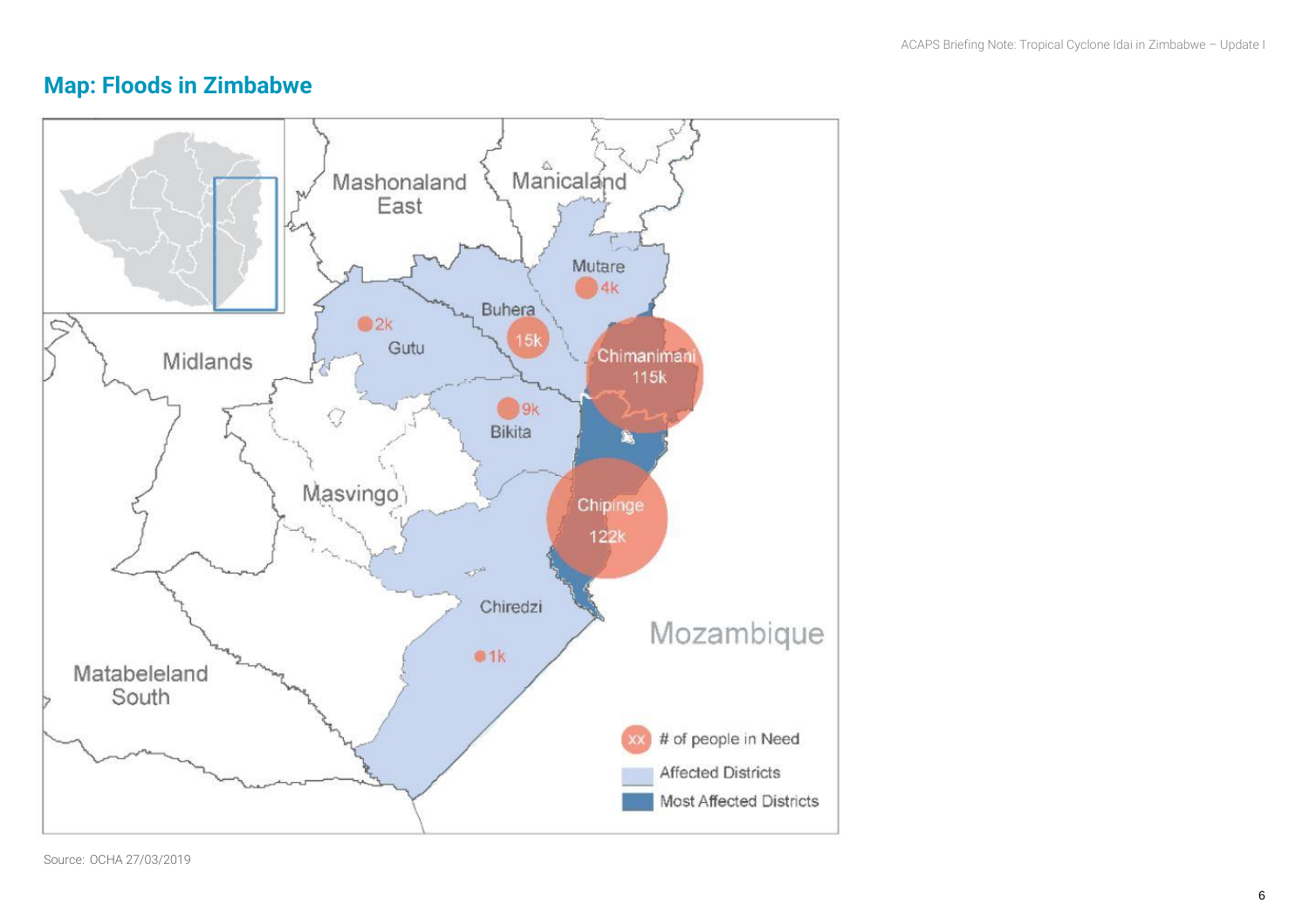## Map: Floods in Zimbabwe

Mashonaland East
Manicaland
Mutare
4k
Buhera
15k
2k
Gutu
Midlands
Chimanimani
115k
9k
Bikita
Masvingo
Chipinge
122k
Chiredzi
1k
Mozambique
Matabeleland South

XX # of people in Need
Affected Districts
Most Affected Districts

Source: OCHA 27/03/2019